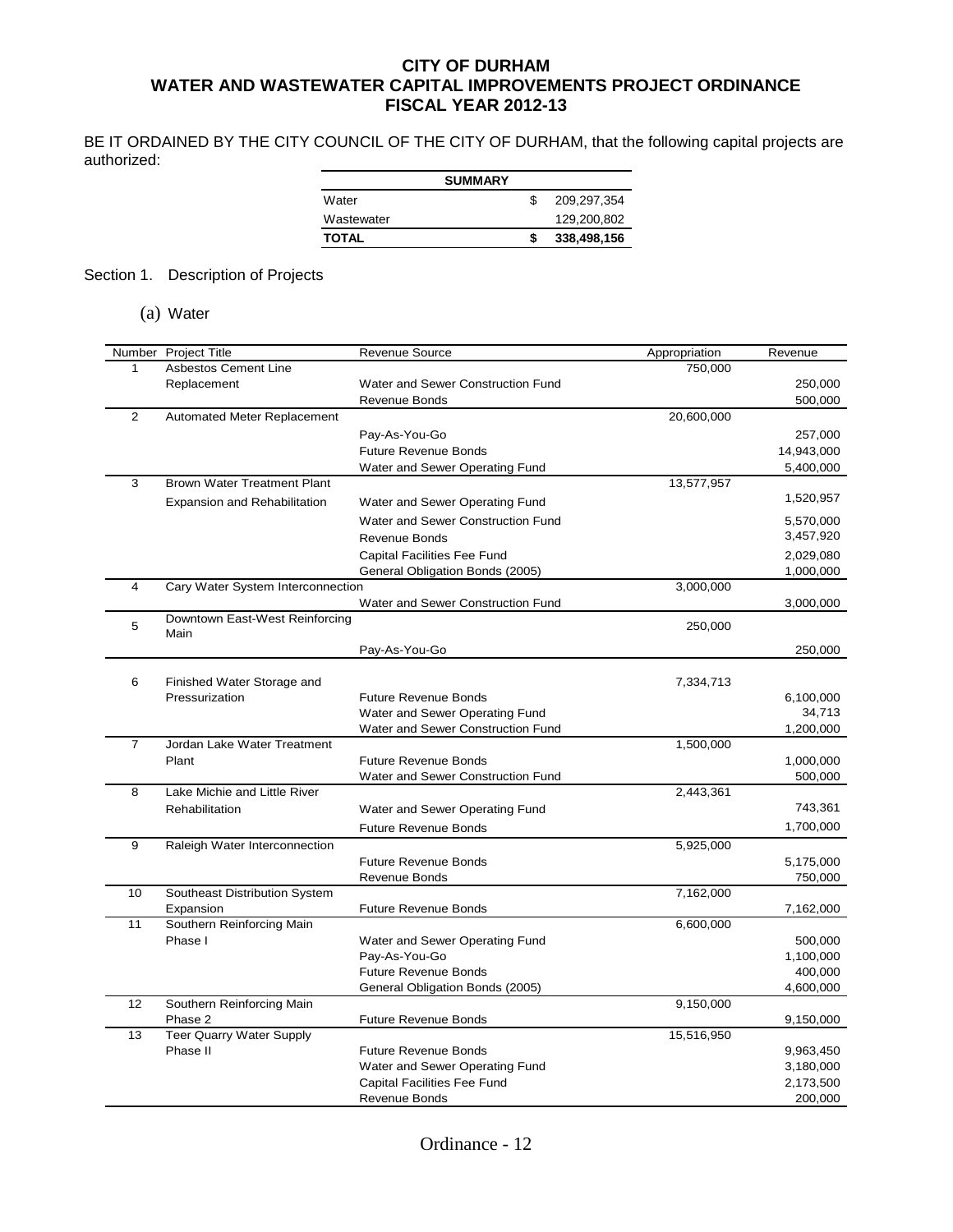# CITY OF DURHAM
## WATER AND WASTEWATER CAPITAL IMPROVEMENTS PROJECT ORDINANCE
## FISCAL YEAR 2012-13

BE IT ORDAINED BY THE CITY COUNCIL OF THE CITY OF DURHAM, that the following capital projects are authorized:

| SUMMARY | | |
|---|---|---|
| Water | $ | 209,297,354 |
| Wastewater | | 129,200,802 |
| **TOTAL** | **$** | **338,498,156** |

Section 1. Description of Projects

(a) Water

| Number | Project Title | Revenue Source | Appropriation | Revenue |
|---|---|---|---|---|
| 1 | Asbestos Cement Line | | 750,000 | |
| | Replacement | Water and Sewer Construction Fund | | 250,000 |
| | | Revenue Bonds | | 500,000 |
| 2 | Automated Meter Replacement | | 20,600,000 | |
| | | Pay-As-You-Go | | 257,000 |
| | | Future Revenue Bonds | | 14,943,000 |
| | | Water and Sewer Operating Fund | | 5,400,000 |
| 3 | Brown Water Treatment Plant | | 13,577,957 | |
| | Expansion and Rehabilitation | Water and Sewer Operating Fund | | 1,520,957 |
| | | Water and Sewer Construction Fund | | 5,570,000 |
| | | Revenue Bonds | | 3,457,920 |
| | | Capital Facilities Fee Fund | | 2,029,080 |
| | | General Obligation Bonds (2005) | | 1,000,000 |
| 4 | Cary Water System Interconnection | | 3,000,000 | |
| | | Water and Sewer Construction Fund | | 3,000,000 |
| 5 | Downtown East-West Reinforcing Main | | 250,000 | |
| | | Pay-As-You-Go | | 250,000 |
| 6 | Finished Water Storage and | | 7,334,713 | |
| | Pressurization | Future Revenue Bonds | | 6,100,000 |
| | | Water and Sewer Operating Fund | | 34,713 |
| | | Water and Sewer Construction Fund | | 1,200,000 |
| 7 | Jordan Lake Water Treatment | | 1,500,000 | |
| | Plant | Future Revenue Bonds | | 1,000,000 |
| | | Water and Sewer Construction Fund | | 500,000 |
| 8 | Lake Michie and Little River | | 2,443,361 | |
| | Rehabilitation | Water and Sewer Operating Fund | | 743,361 |
| | | Future Revenue Bonds | | 1,700,000 |
| 9 | Raleigh Water Interconnection | | 5,925,000 | |
| | | Future Revenue Bonds | | 5,175,000 |
| | | Revenue Bonds | | 750,000 |
| 10 | Southeast Distribution System | | 7,162,000 | |
| | Expansion | Future Revenue Bonds | | 7,162,000 |
| 11 | Southern Reinforcing Main | | 6,600,000 | |
| | Phase I | Water and Sewer Operating Fund | | 500,000 |
| | | Pay-As-You-Go | | 1,100,000 |
| | | Future Revenue Bonds | | 400,000 |
| | | General Obligation Bonds (2005) | | 4,600,000 |
| 12 | Southern Reinforcing Main | | 9,150,000 | |
| | Phase 2 | Future Revenue Bonds | | 9,150,000 |
| 13 | Teer Quarry Water Supply | | 15,516,950 | |
| | Phase II | Future Revenue Bonds | | 9,963,450 |
| | | Water and Sewer Operating Fund | | 3,180,000 |
| | | Capital Facilities Fee Fund | | 2,173,500 |
| | | Revenue Bonds | | 200,000 |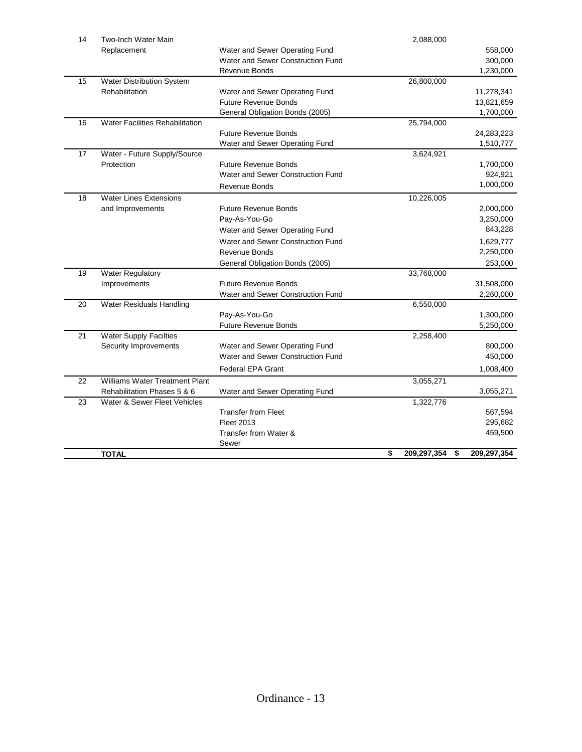| | | | | |
|---|---|---|---|---|
| 14 | Two-Inch Water Main Replacement | | 2,088,000 | |
| | | Water and Sewer Operating Fund | | 558,000 |
| | | Water and Sewer Construction Fund | | 300,000 |
| | | Revenue Bonds | | 1,230,000 |
| 15 | Water Distribution System Rehabilitation | | 26,800,000 | |
| | | Water and Sewer Operating Fund | | 11,278,341 |
| | | Future Revenue Bonds | | 13,821,659 |
| | | General Obligation Bonds (2005) | | 1,700,000 |
| 16 | Water Facilities Rehabilitation | | 25,794,000 | |
| | | Future Revenue Bonds | | 24,283,223 |
| | | Water and Sewer Operating Fund | | 1,510,777 |
| 17 | Water - Future Supply/Source Protection | | 3,624,921 | |
| | | Future Revenue Bonds | | 1,700,000 |
| | | Water and Sewer Construction Fund | | 924,921 |
| | | Revenue Bonds | | 1,000,000 |
| 18 | Water Lines Extensions and Improvements | | 10,226,005 | |
| | | Future Revenue Bonds | | 2,000,000 |
| | | Pay-As-You-Go | | 3,250,000 |
| | | Water and Sewer Operating Fund | | 843,228 |
| | | Water and Sewer Construction Fund | | 1,629,777 |
| | | Revenue Bonds | | 2,250,000 |
| | | General Obligation Bonds (2005) | | 253,000 |
| 19 | Water Regulatory Improvements | | 33,768,000 | |
| | | Future Revenue Bonds | | 31,508,000 |
| | | Water and Sewer Construction Fund | | 2,260,000 |
| 20 | Water Residuals Handling | | 6,550,000 | |
| | | Pay-As-You-Go | | 1,300,000 |
| | | Future Revenue Bonds | | 5,250,000 |
| 21 | Water Supply Facilties Security Improvements | | 2,258,400 | |
| | | Water and Sewer Operating Fund | | 800,000 |
| | | Water and Sewer Construction Fund | | 450,000 |
| | | Federal EPA Grant | | 1,008,400 |
| 22 | Williams Water Treatment Plant Rehabilitation Phases 5 & 6 | | 3,055,271 | |
| | | Water and Sewer Operating Fund | | 3,055,271 |
| 23 | Water & Sewer Fleet Vehicles | | 1,322,776 | |
| | | Transfer from Fleet | | 567,594 |
| | | Fleet 2013 | | 295,682 |
| | | Transfer from Water & Sewer | | 459,500 |
| | **TOTAL** | | **$ 209,297,354** | **$ 209,297,354** |

Ordinance - 13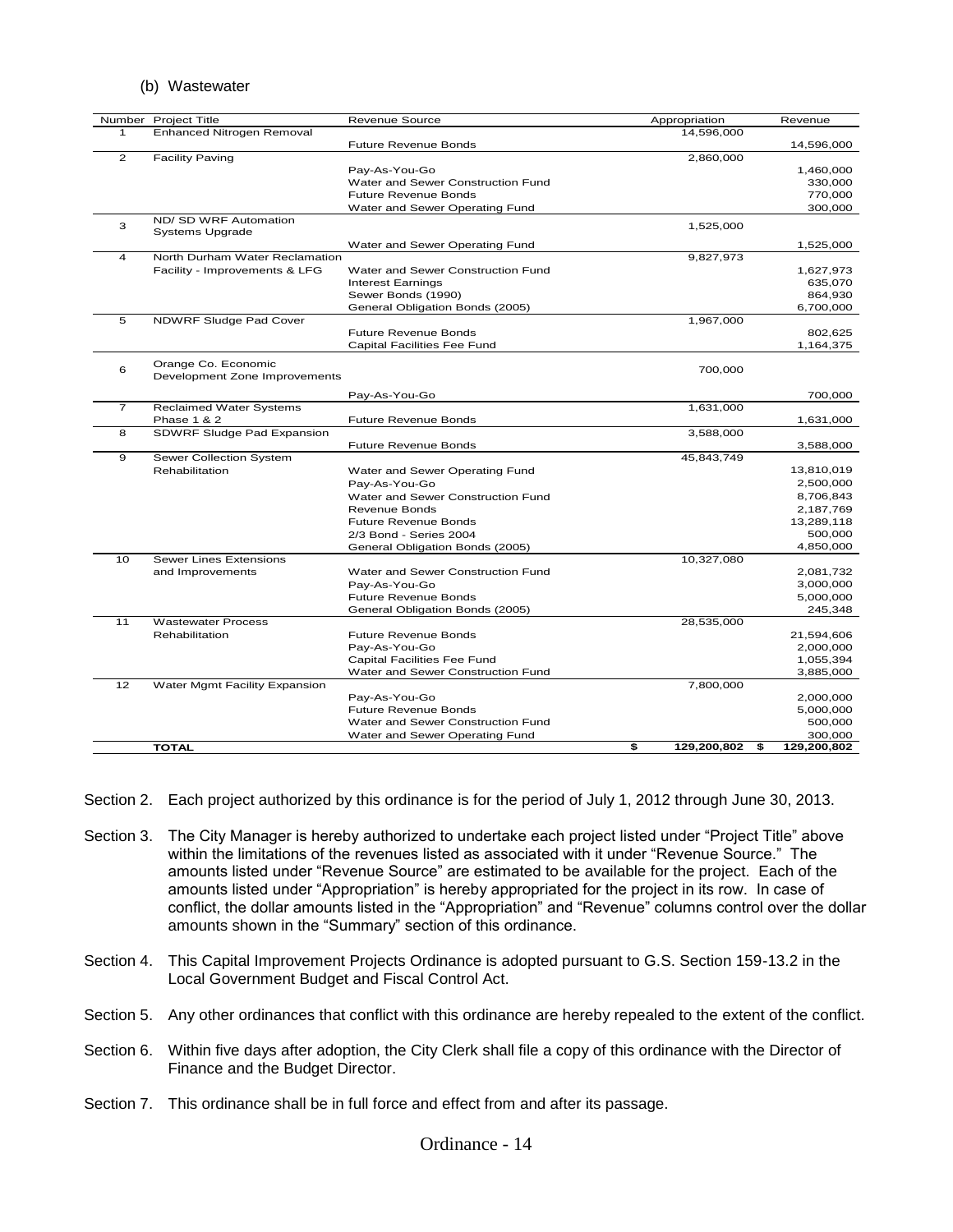(b) Wastewater

| Number | Project Title | Revenue Source | Appropriation | Revenue |
|---|---|---|---|---|
| 1 | Enhanced Nitrogen Removal | | 14,596,000 | |
| | | Future Revenue Bonds | | 14,596,000 |
| 2 | Facility Paving | | 2,860,000 | |
| | | Pay-As-You-Go | | 1,460,000 |
| | | Water and Sewer Construction Fund | | 330,000 |
| | | Future Revenue Bonds | | 770,000 |
| | | Water and Sewer Operating Fund | | 300,000 |
| 3 | ND/ SD WRF Automation Systems Upgrade | | 1,525,000 | |
| | | Water and Sewer Operating Fund | | 1,525,000 |
| 4 | North Durham Water Reclamation Facility - Improvements & LFG | | 9,827,973 | |
| | | Water and Sewer Construction Fund | | 1,627,973 |
| | | Interest Earnings | | 635,070 |
| | | Sewer Bonds (1990) | | 864,930 |
| | | General Obligation Bonds (2005) | | 6,700,000 |
| 5 | NDWRF Sludge Pad Cover | | 1,967,000 | |
| | | Future Revenue Bonds | | 802,625 |
| | | Capital Facilities Fee Fund | | 1,164,375 |
| 6 | Orange Co. Economic Development Zone Improvements | | 700,000 | |
| | | Pay-As-You-Go | | 700,000 |
| 7 | Reclaimed Water Systems Phase 1 & 2 | | 1,631,000 | |
| | | Future Revenue Bonds | | 1,631,000 |
| 8 | SDWRF Sludge Pad Expansion | | 3,588,000 | |
| | | Future Revenue Bonds | | 3,588,000 |
| 9 | Sewer Collection System Rehabilitation | | 45,843,749 | |
| | | Water and Sewer Operating Fund | | 13,810,019 |
| | | Pay-As-You-Go | | 2,500,000 |
| | | Water and Sewer Construction Fund | | 8,706,843 |
| | | Revenue Bonds | | 2,187,769 |
| | | Future Revenue Bonds | | 13,289,118 |
| | | 2/3 Bond - Series 2004 | | 500,000 |
| | | General Obligation Bonds (2005) | | 4,850,000 |
| 10 | Sewer Lines Extensions and Improvements | | 10,327,080 | |
| | | Water and Sewer Construction Fund | | 2,081,732 |
| | | Pay-As-You-Go | | 3,000,000 |
| | | Future Revenue Bonds | | 5,000,000 |
| | | General Obligation Bonds (2005) | | 245,348 |
| 11 | Wastewater Process Rehabilitation | | 28,535,000 | |
| | | Future Revenue Bonds | | 21,594,606 |
| | | Pay-As-You-Go | | 2,000,000 |
| | | Capital Facilities Fee Fund | | 1,055,394 |
| | | Water and Sewer Construction Fund | | 3,885,000 |
| 12 | Water Mgmt Facility Expansion | | 7,800,000 | |
| | | Pay-As-You-Go | | 2,000,000 |
| | | Future Revenue Bonds | | 5,000,000 |
| | | Water and Sewer Construction Fund | | 500,000 |
| | | Water and Sewer Operating Fund | | 300,000 |
| | **TOTAL** | | **$ 129,200,802** | **$ 129,200,802** |

Section 2. Each project authorized by this ordinance is for the period of July 1, 2012 through June 30, 2013.

Section 3. The City Manager is hereby authorized to undertake each project listed under "Project Title" above within the limitations of the revenues listed as associated with it under "Revenue Source." The amounts listed under "Revenue Source" are estimated to be available for the project. Each of the amounts listed under "Appropriation" is hereby appropriated for the project in its row. In case of conflict, the dollar amounts listed in the "Appropriation" and "Revenue" columns control over the dollar amounts shown in the "Summary" section of this ordinance.

Section 4. This Capital Improvement Projects Ordinance is adopted pursuant to G.S. Section 159-13.2 in the Local Government Budget and Fiscal Control Act.

Section 5. Any other ordinances that conflict with this ordinance are hereby repealed to the extent of the conflict.

Section 6. Within five days after adoption, the City Clerk shall file a copy of this ordinance with the Director of Finance and the Budget Director.

Section 7. This ordinance shall be in full force and effect from and after its passage.